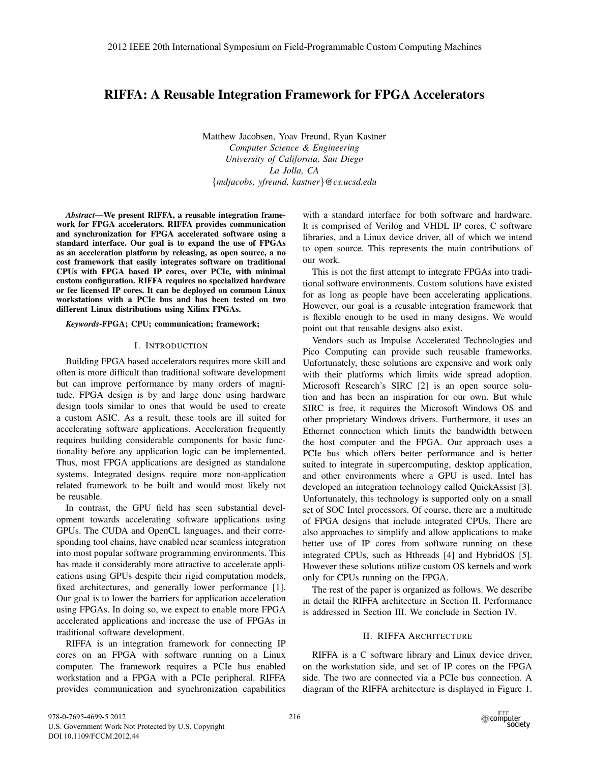# RIFFA: A Reusable Integration Framework for FPGA Accelerators

Matthew Jacobsen, Yoav Freund, Ryan Kastner
*Computer Science & Engineering*
*University of California, San Diego*
*La Jolla, CA*
{*mdjacobs, yfreund, kastner*}*@cs.ucsd.edu*

***Abstract*—We present RIFFA, a reusable integration framework for FPGA accelerators. RIFFA provides communication and synchronization for FPGA accelerated software using a standard interface. Our goal is to expand the use of FPGAs as an acceleration platform by releasing, as open source, a no cost framework that easily integrates software on traditional CPUs with FPGA based IP cores, over PCIe, with minimal custom configuration. RIFFA requires no specialized hardware or fee licensed IP cores. It can be deployed on common Linux workstations with a PCIe bus and has been tested on two different Linux distributions using Xilinx FPGAs.**

***Keywords*-FPGA; CPU; communication; framework;**

## I. Introduction

Building FPGA based accelerators requires more skill and often is more difficult than traditional software development but can improve performance by many orders of magnitude. FPGA design is by and large done using hardware design tools similar to ones that would be used to create a custom ASIC. As a result, these tools are ill suited for accelerating software applications. Acceleration frequently requires building considerable components for basic functionality before any application logic can be implemented. Thus, most FPGA applications are designed as standalone systems. Integrated designs require more non-application related framework to be built and would most likely not be reusable.

In contrast, the GPU field has seen substantial development towards accelerating software applications using GPUs. The CUDA and OpenCL languages, and their corresponding tool chains, have enabled near seamless integration into most popular software programming environments. This has made it considerably more attractive to accelerate applications using GPUs despite their rigid computation models, fixed architectures, and generally lower performance [1]. Our goal is to lower the barriers for application acceleration using FPGAs. In doing so, we expect to enable more FPGA accelerated applications and increase the use of FPGAs in traditional software development.

RIFFA is an integration framework for connecting IP cores on an FPGA with software running on a Linux computer. The framework requires a PCIe bus enabled workstation and a FPGA with a PCIe peripheral. RIFFA provides communication and synchronization capabilities with a standard interface for both software and hardware. It is comprised of Verilog and VHDL IP cores, C software libraries, and a Linux device driver, all of which we intend to open source. This represents the main contributions of our work.

This is not the first attempt to integrate FPGAs into traditional software environments. Custom solutions have existed for as long as people have been accelerating applications. However, our goal is a reusable integration framework that is flexible enough to be used in many designs. We would point out that reusable designs also exist.

Vendors such as Impulse Accelerated Technologies and Pico Computing can provide such reusable frameworks. Unfortunately, these solutions are expensive and work only with their platforms which limits wide spread adoption. Microsoft Research's SIRC [2] is an open source solution and has been an inspiration for our own. But while SIRC is free, it requires the Microsoft Windows OS and other proprietary Windows drivers. Furthermore, it uses an Ethernet connection which limits the bandwidth between the host computer and the FPGA. Our approach uses a PCIe bus which offers better performance and is better suited to integrate in supercomputing, desktop application, and other environments where a GPU is used. Intel has developed an integration technology called QuickAssist [3]. Unfortunately, this technology is supported only on a small set of SOC Intel processors. Of course, there are a multitude of FPGA designs that include integrated CPUs. There are also approaches to simplify and allow applications to make better use of IP cores from software running on these integrated CPUs, such as Hthreads [4] and HybridOS [5]. However these solutions utilize custom OS kernels and work only for CPUs running on the FPGA.

The rest of the paper is organized as follows. We describe in detail the RIFFA architecture in Section II. Performance is addressed in Section III. We conclude in Section IV.

## II. RIFFA Architecture

RIFFA is a C software library and Linux device driver, on the workstation side, and set of IP cores on the FPGA side. The two are connected via a PCIe bus connection. A diagram of the RIFFA architecture is displayed in Figure 1.

978-0-7695-4699-5 2012
U.S. Government Work Not Protected by U.S. Copyright
DOI 10.1109/FCCM.2012.44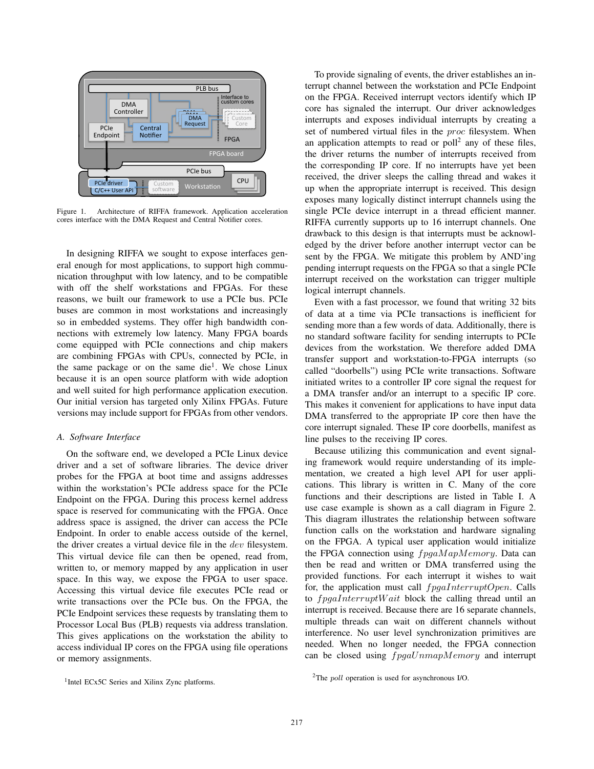PLB bus

DMA Controller

Interface to custom cores

DMA Request

Custom Core

PCIe Endpoint

Central Notifier

FPGA

FPGA board

PCIe bus

PCIe driver

C/C++ User API

Custom software

Workstation

CPU

Figure 1. Architecture of RIFFA framework. Application acceleration cores interface with the DMA Request and Central Notifier cores.

In designing RIFFA we sought to expose interfaces general enough for most applications, to support high communication throughput with low latency, and to be compatible with off the shelf workstations and FPGAs. For these reasons, we built our framework to use a PCIe bus. PCIe buses are common in most workstations and increasingly so in embedded systems. They offer high bandwidth connections with extremely low latency. Many FPGA boards come equipped with PCIe connections and chip makers are combining FPGAs with CPUs, connected by PCIe, in the same package or on the same die[1]. We chose Linux because it is an open source platform with wide adoption and well suited for high performance application execution. Our initial version has targeted only Xilinx FPGAs. Future versions may include support for FPGAs from other vendors.

### A. Software Interface

On the software end, we developed a PCIe Linux device driver and a set of software libraries. The device driver probes for the FPGA at boot time and assigns addresses within the workstation's PCIe address space for the PCIe Endpoint on the FPGA. During this process kernel address space is reserved for communicating with the FPGA. Once address space is assigned, the driver can access the PCIe Endpoint. In order to enable access outside of the kernel, the driver creates a virtual device file in the *dev* filesystem. This virtual device file can then be opened, read from, written to, or memory mapped by any application in user space. In this way, we expose the FPGA to user space. Accessing this virtual device file executes PCIe read or write transactions over the PCIe bus. On the FPGA, the PCIe Endpoint services these requests by translating them to Processor Local Bus (PLB) requests via address translation. This gives applications on the workstation the ability to access individual IP cores on the FPGA using file operations or memory assignments.

To provide signaling of events, the driver establishes an interrupt channel between the workstation and PCIe Endpoint on the FPGA. Received interrupt vectors identify which IP core has signaled the interrupt. Our driver acknowledges interrupts and exposes individual interrupts by creating a set of numbered virtual files in the *proc* filesystem. When an application attempts to read or poll[2] any of these files, the driver returns the number of interrupts received from the corresponding IP core. If no interrupts have yet been received, the driver sleeps the calling thread and wakes it up when the appropriate interrupt is received. This design exposes many logically distinct interrupt channels using the single PCIe device interrupt in a thread efficient manner. RIFFA currently supports up to 16 interrupt channels. One drawback to this design is that interrupts must be acknowledged by the driver before another interrupt vector can be sent by the FPGA. We mitigate this problem by AND'ing pending interrupt requests on the FPGA so that a single PCIe interrupt received on the workstation can trigger multiple logical interrupt channels.

Even with a fast processor, we found that writing 32 bits of data at a time via PCIe transactions is inefficient for sending more than a few words of data. Additionally, there is no standard software facility for sending interrupts to PCIe devices from the workstation. We therefore added DMA transfer support and workstation-to-FPGA interrupts (so called "doorbells") using PCIe write transactions. Software initiated writes to a controller IP core signal the request for a DMA transfer and/or an interrupt to a specific IP core. This makes it convenient for applications to have input data DMA transferred to the appropriate IP core then have the core interrupt signaled. These IP core doorbells, manifest as line pulses to the receiving IP cores.

Because utilizing this communication and event signaling framework would require understanding of its implementation, we created a high level API for user applications. This library is written in C. Many of the core functions and their descriptions are listed in Table I. A use case example is shown as a call diagram in Figure 2. This diagram illustrates the relationship between software function calls on the workstation and hardware signaling on the FPGA. A typical user application would initialize the FPGA connection using $fpgaMapMemory$. Data can then be read and written or DMA transferred using the provided functions. For each interrupt it wishes to wait for, the application must call $fpgaInterruptOpen$. Calls to $fpgaInterruptWait$ block the calling thread until an interrupt is received. Because there are 16 separate channels, multiple threads can wait on different channels without interference. No user level synchronization primitives are needed. When no longer needed, the FPGA connection can be closed using $fpgaUnmapMemory$ and interrupt

[1]Intel ECx5C Series and Xilinx Zync platforms.

[2]The *poll* operation is used for asynchronous I/O.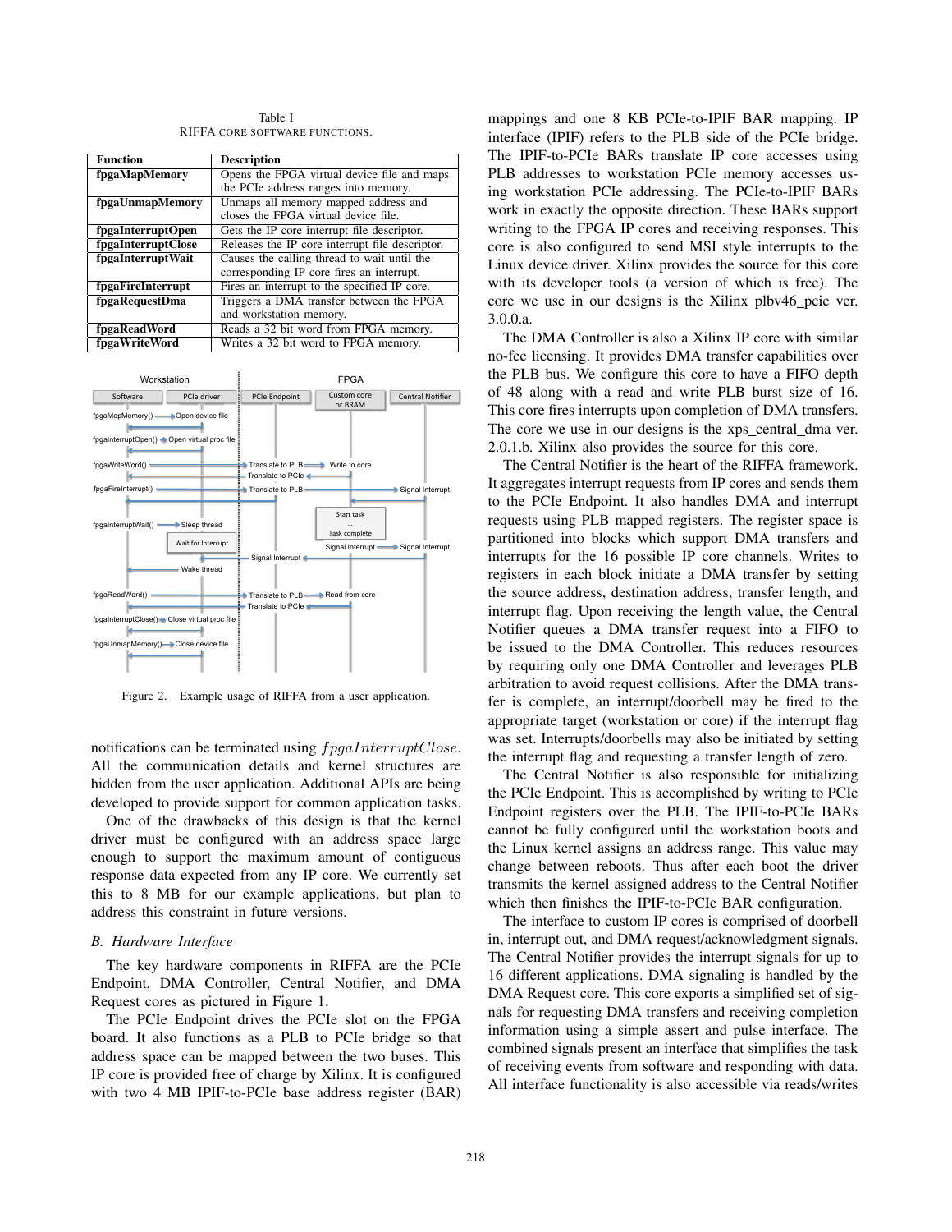Table I
RIFFA CORE SOFTWARE FUNCTIONS.

| Function | Description |
|---|---|
| **fpgaMapMemory** | Opens the FPGA virtual device file and maps the PCIe address ranges into memory. |
| **fpgaUnmapMemory** | Unmaps all memory mapped address and closes the FPGA virtual device file. |
| **fpgaInterruptOpen** | Gets the IP core interrupt file descriptor. |
| **fpgaInterruptClose** | Releases the IP core interrupt file descriptor. |
| **fpgaInterruptWait** | Causes the calling thread to wait until the corresponding IP core fires an interrupt. |
| **fpgaFireInterrupt** | Fires an interrupt to the specified IP core. |
| **fpgaRequestDma** | Triggers a DMA transfer between the FPGA and workstation memory. |
| **fpgaReadWord** | Reads a 32 bit word from FPGA memory. |
| **fpgaWriteWord** | Writes a 32 bit word to FPGA memory. |

Workstation
FPGA
Software
PCIe driver
PCIe Endpoint
Custom core or BRAM
Central Notifier
fpgaMapMemory()
Open device file
fpgaInterruptOpen()
Open virtual proc file
fpgaWriteWord()
Translate to PLB
Write to core
Translate to PCIe
fpgaFireInterrupt()
Translate to PLB
Signal Interrupt
Start task
...
Task complete
fpgaInterruptWait()
Sleep thread
Wait for Interrupt
Signal Interrupt
Signal Interrupt
Signal Interrupt
Wake thread
fpgaReadWord()
Translate to PLB
Read from core
Translate to PCIe
fpgaInterruptClose()
Close virtual proc file
fpgaUnmapMemory()
Close device file

Figure 2. Example usage of RIFFA from a user application.

notifications can be terminated using $fpgaInterruptClose$. All the communication details and kernel structures are hidden from the user application. Additional APIs are being developed to provide support for common application tasks.

One of the drawbacks of this design is that the kernel driver must be configured with an address space large enough to support the maximum amount of contiguous response data expected from any IP core. We currently set this to 8 MB for our example applications, but plan to address this constraint in future versions.

### *B. Hardware Interface*

The key hardware components in RIFFA are the PCIe Endpoint, DMA Controller, Central Notifier, and DMA Request cores as pictured in Figure 1.

The PCIe Endpoint drives the PCIe slot on the FPGA board. It also functions as a PLB to PCIe bridge so that address space can be mapped between the two buses. This IP core is provided free of charge by Xilinx. It is configured with two 4 MB IPIF-to-PCIe base address register (BAR) mappings and one 8 KB PCIe-to-IPIF BAR mapping. IP interface (IPIF) refers to the PLB side of the PCIe bridge. The IPIF-to-PCIe BARs translate IP core accesses using PLB addresses to workstation PCIe memory accesses using workstation PCIe addressing. The PCIe-to-IPIF BARs work in exactly the opposite direction. These BARs support writing to the FPGA IP cores and receiving responses. This core is also configured to send MSI style interrupts to the Linux device driver. Xilinx provides the source for this core with its developer tools (a version of which is free). The core we use in our designs is the Xilinx plbv46_pcie ver. 3.0.0.a.

The DMA Controller is also a Xilinx IP core with similar no-fee licensing. It provides DMA transfer capabilities over the PLB bus. We configure this core to have a FIFO depth of 48 along with a read and write PLB burst size of 16. This core fires interrupts upon completion of DMA transfers. The core we use in our designs is the xps_central_dma ver. 2.0.1.b. Xilinx also provides the source for this core.

The Central Notifier is the heart of the RIFFA framework. It aggregates interrupt requests from IP cores and sends them to the PCIe Endpoint. It also handles DMA and interrupt requests using PLB mapped registers. The register space is partitioned into blocks which support DMA transfers and interrupts for the 16 possible IP core channels. Writes to registers in each block initiate a DMA transfer by setting the source address, destination address, transfer length, and interrupt flag. Upon receiving the length value, the Central Notifier queues a DMA transfer request into a FIFO to be issued to the DMA Controller. This reduces resources by requiring only one DMA Controller and leverages PLB arbitration to avoid request collisions. After the DMA transfer is complete, an interrupt/doorbell may be fired to the appropriate target (workstation or core) if the interrupt flag was set. Interrupts/doorbells may also be initiated by setting the interrupt flag and requesting a transfer length of zero.

The Central Notifier is also responsible for initializing the PCIe Endpoint. This is accomplished by writing to PCIe Endpoint registers over the PLB. The IPIF-to-PCIe BARs cannot be fully configured until the workstation boots and the Linux kernel assigns an address range. This value may change between reboots. Thus after each boot the driver transmits the kernel assigned address to the Central Notifier which then finishes the IPIF-to-PCIe BAR configuration.

The interface to custom IP cores is comprised of doorbell in, interrupt out, and DMA request/acknowledgment signals. The Central Notifier provides the interrupt signals for up to 16 different applications. DMA signaling is handled by the DMA Request core. This core exports a simplified set of signals for requesting DMA transfers and receiving completion information using a simple assert and pulse interface. The combined signals present an interface that simplifies the task of receiving events from software and responding with data. All interface functionality is also accessible via reads/writes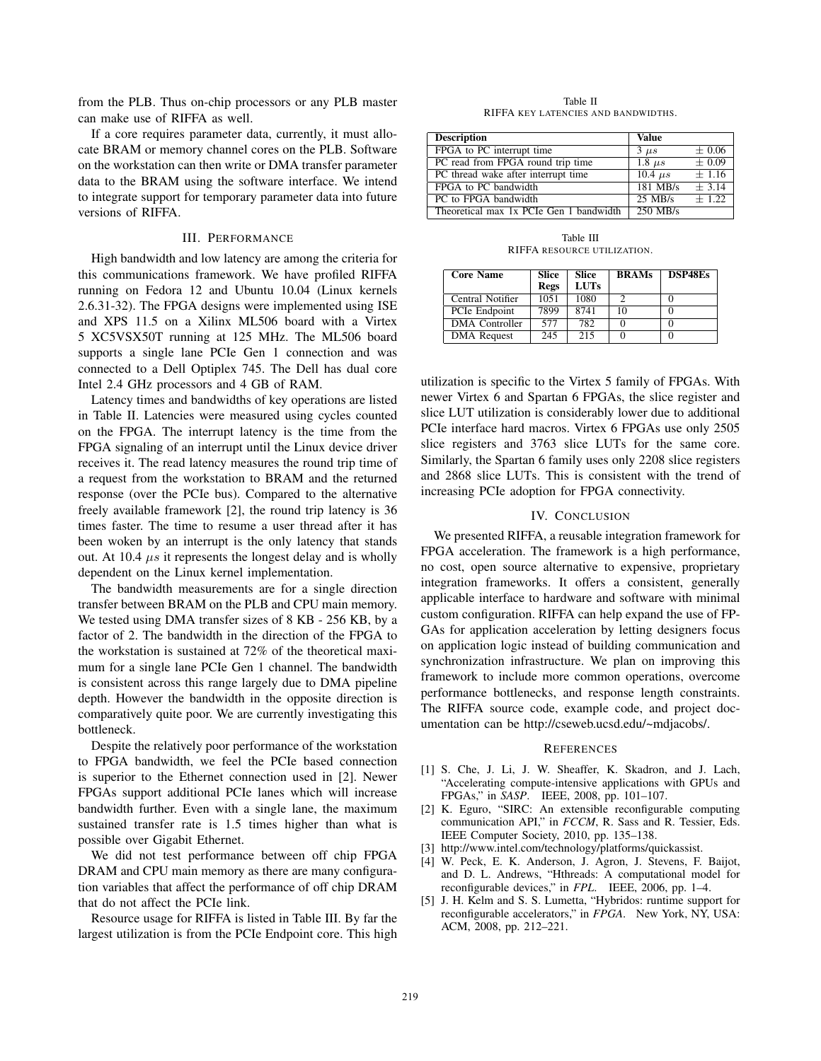from the PLB. Thus on-chip processors or any PLB master can make use of RIFFA as well.

If a core requires parameter data, currently, it must allocate BRAM or memory channel cores on the PLB. Software on the workstation can then write or DMA transfer parameter data to the BRAM using the software interface. We intend to integrate support for temporary parameter data into future versions of RIFFA.

## III. Performance

High bandwidth and low latency are among the criteria for this communications framework. We have profiled RIFFA running on Fedora 12 and Ubuntu 10.04 (Linux kernels 2.6.31-32). The FPGA designs were implemented using ISE and XPS 11.5 on a Xilinx ML506 board with a Virtex 5 XC5VSX50T running at 125 MHz. The ML506 board supports a single lane PCIe Gen 1 connection and was connected to a Dell Optiplex 745. The Dell has dual core Intel 2.4 GHz processors and 4 GB of RAM.

Latency times and bandwidths of key operations are listed in Table II. Latencies were measured using cycles counted on the FPGA. The interrupt latency is the time from the FPGA signaling of an interrupt until the Linux device driver receives it. The read latency measures the round trip time of a request from the workstation to BRAM and the returned response (over the PCIe bus). Compared to the alternative freely available framework [2], the round trip latency is 36 times faster. The time to resume a user thread after it has been woken by an interrupt is the only latency that stands out. At 10.4 $\mu s$ it represents the longest delay and is wholly dependent on the Linux kernel implementation.

The bandwidth measurements are for a single direction transfer between BRAM on the PLB and CPU main memory. We tested using DMA transfer sizes of 8 KB - 256 KB, by a factor of 2. The bandwidth in the direction of the FPGA to the workstation is sustained at 72% of the theoretical maximum for a single lane PCIe Gen 1 channel. The bandwidth is consistent across this range largely due to DMA pipeline depth. However the bandwidth in the opposite direction is comparatively quite poor. We are currently investigating this bottleneck.

Despite the relatively poor performance of the workstation to FPGA bandwidth, we feel the PCIe based connection is superior to the Ethernet connection used in [2]. Newer FPGAs support additional PCIe lanes which will increase bandwidth further. Even with a single lane, the maximum sustained transfer rate is 1.5 times higher than what is possible over Gigabit Ethernet.

We did not test performance between off chip FPGA DRAM and CPU main memory as there are many configuration variables that affect the performance of off chip DRAM that do not affect the PCIe link.

Resource usage for RIFFA is listed in Table III. By far the largest utilization is from the PCIe Endpoint core. This high utilization is specific to the Virtex 5 family of FPGAs. With newer Virtex 6 and Spartan 6 FPGAs, the slice register and slice LUT utilization is considerably lower due to additional PCIe interface hard macros. Virtex 6 FPGAs use only 2505 slice registers and 3763 slice LUTs for the same core. Similarly, the Spartan 6 family uses only 2208 slice registers and 2868 slice LUTs. This is consistent with the trend of increasing PCIe adoption for FPGA connectivity.

Table II
RIFFA key latencies and bandwidths.

| Description | Value | |
|---|---|---|
| FPGA to PC interrupt time | 3 $\mu s$ | $\pm$ 0.06 |
| PC read from FPGA round trip time | 1.8 $\mu s$ | $\pm$ 0.09 |
| PC thread wake after interrupt time | 10.4 $\mu s$ | $\pm$ 1.16 |
| FPGA to PC bandwidth | 181 MB/s | $\pm$ 3.14 |
| PC to FPGA bandwidth | 25 MB/s | $\pm$ 1.22 |
| Theoretical max 1x PCIe Gen 1 bandwidth | 250 MB/s | |

Table III
RIFFA resource utilization.

| Core Name | Slice Regs | Slice LUTs | BRAMs | DSP48Es |
|---|---|---|---|---|
| Central Notifier | 1051 | 1080 | 2 | 0 |
| PCIe Endpoint | 7899 | 8741 | 10 | 0 |
| DMA Controller | 577 | 782 | 0 | 0 |
| DMA Request | 245 | 215 | 0 | 0 |

## IV. Conclusion

We presented RIFFA, a reusable integration framework for FPGA acceleration. The framework is a high performance, no cost, open source alternative to expensive, proprietary integration frameworks. It offers a consistent, generally applicable interface to hardware and software with minimal custom configuration. RIFFA can help expand the use of FPGAs for application acceleration by letting designers focus on application logic instead of building communication and synchronization infrastructure. We plan on improving this framework to include more common operations, overcome performance bottlenecks, and response length constraints. The RIFFA source code, example code, and project documentation can be http://cseweb.ucsd.edu/~mdjacobs/.

## References

[1] S. Che, J. Li, J. W. Sheaffer, K. Skadron, and J. Lach, "Accelerating compute-intensive applications with GPUs and FPGAs," in *SASP*. IEEE, 2008, pp. 101–107.

[2] K. Eguro, "SIRC: An extensible reconfigurable computing communication API," in *FCCM*, R. Sass and R. Tessier, Eds. IEEE Computer Society, 2010, pp. 135–138.

[3] http://www.intel.com/technology/platforms/quickassist.

[4] W. Peck, E. K. Anderson, J. Agron, J. Stevens, F. Baijot, and D. L. Andrews, "Hthreads: A computational model for reconfigurable devices," in *FPL*. IEEE, 2006, pp. 1–4.

[5] J. H. Kelm and S. S. Lumetta, "Hybridos: runtime support for reconfigurable accelerators," in *FPGA*. New York, NY, USA: ACM, 2008, pp. 212–221.